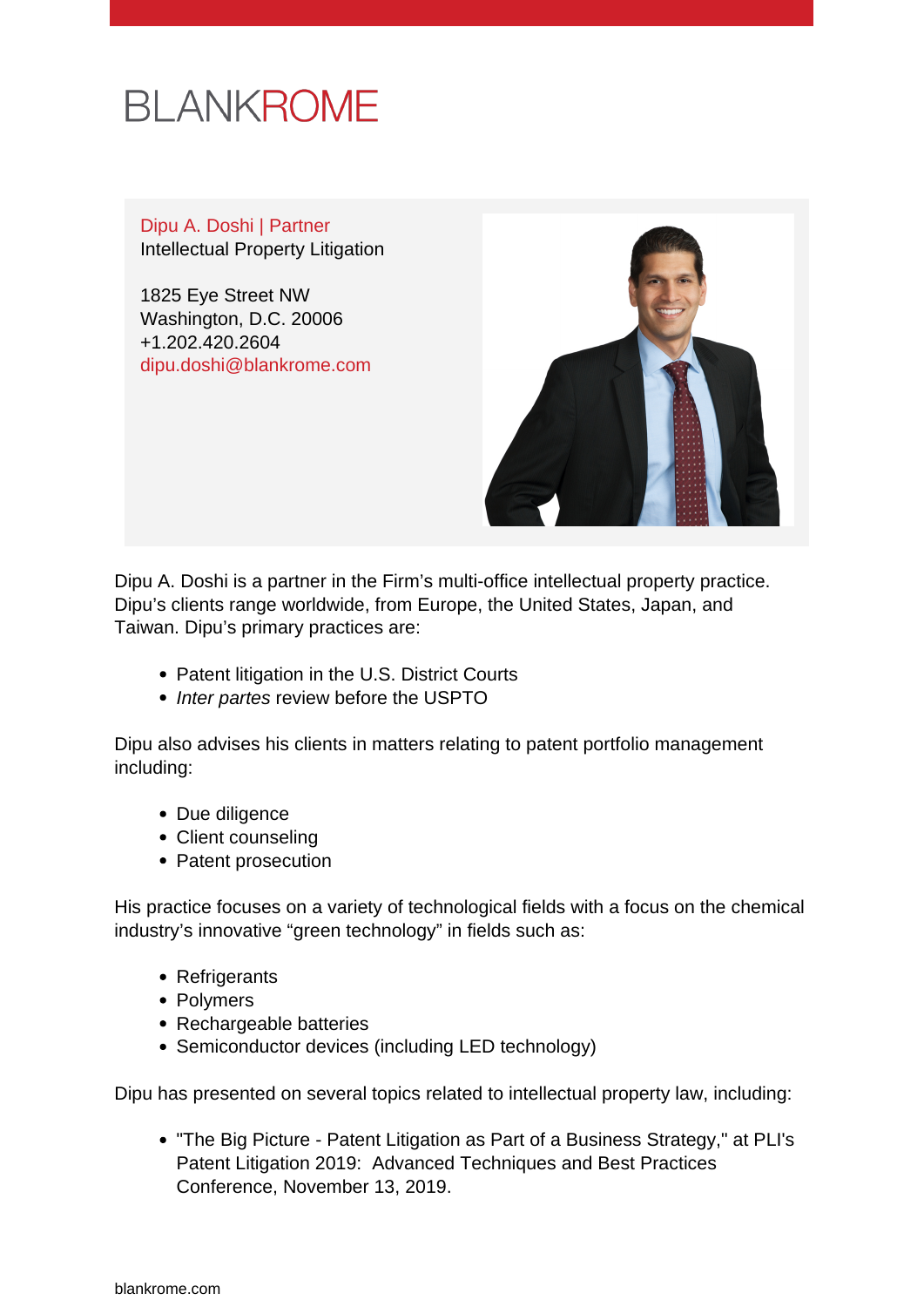# BLANKROME

**Dipu A. Doshi | Partner**
Intellectual Property Litigation

1825 Eye Street NW
Washington, D.C. 20006
+1.202.420.2604
dipu.doshi@blankrome.com

Dipu A. Doshi is a partner in the Firm's multi-office intellectual property practice. Dipu's clients range worldwide, from Europe, the United States, Japan, and Taiwan. Dipu's primary practices are:

- Patent litigation in the U.S. District Courts
- *Inter partes* review before the USPTO

Dipu also advises his clients in matters relating to patent portfolio management including:

- Due diligence
- Client counseling
- Patent prosecution

His practice focuses on a variety of technological fields with a focus on the chemical industry's innovative "green technology" in fields such as:

- Refrigerants
- Polymers
- Rechargeable batteries
- Semiconductor devices (including LED technology)

Dipu has presented on several topics related to intellectual property law, including:

- "The Big Picture - Patent Litigation as Part of a Business Strategy," at PLI's Patent Litigation 2019: Advanced Techniques and Best Practices Conference, November 13, 2019.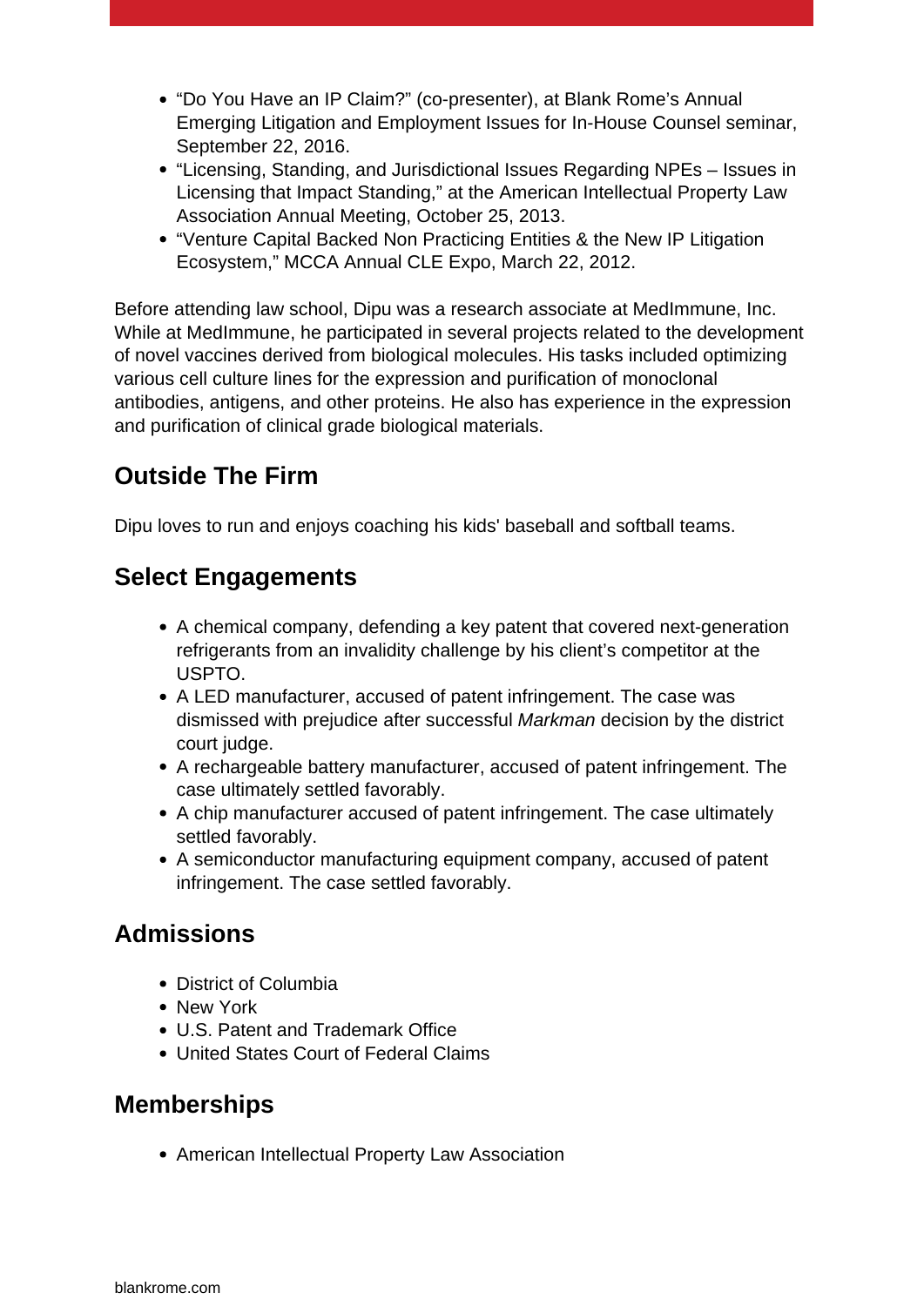- "Do You Have an IP Claim?" (co-presenter), at Blank Rome's Annual Emerging Litigation and Employment Issues for In-House Counsel seminar, September 22, 2016.
- "Licensing, Standing, and Jurisdictional Issues Regarding NPEs – Issues in Licensing that Impact Standing," at the American Intellectual Property Law Association Annual Meeting, October 25, 2013.
- "Venture Capital Backed Non Practicing Entities & the New IP Litigation Ecosystem," MCCA Annual CLE Expo, March 22, 2012.

Before attending law school, Dipu was a research associate at MedImmune, Inc. While at MedImmune, he participated in several projects related to the development of novel vaccines derived from biological molecules. His tasks included optimizing various cell culture lines for the expression and purification of monoclonal antibodies, antigens, and other proteins. He also has experience in the expression and purification of clinical grade biological materials.

## Outside The Firm

Dipu loves to run and enjoys coaching his kids' baseball and softball teams.

## Select Engagements

- A chemical company, defending a key patent that covered next-generation refrigerants from an invalidity challenge by his client's competitor at the USPTO.
- A LED manufacturer, accused of patent infringement. The case was dismissed with prejudice after successful *Markman* decision by the district court judge.
- A rechargeable battery manufacturer, accused of patent infringement. The case ultimately settled favorably.
- A chip manufacturer accused of patent infringement. The case ultimately settled favorably.
- A semiconductor manufacturing equipment company, accused of patent infringement. The case settled favorably.

## Admissions

- District of Columbia
- New York
- U.S. Patent and Trademark Office
- United States Court of Federal Claims

## Memberships

- American Intellectual Property Law Association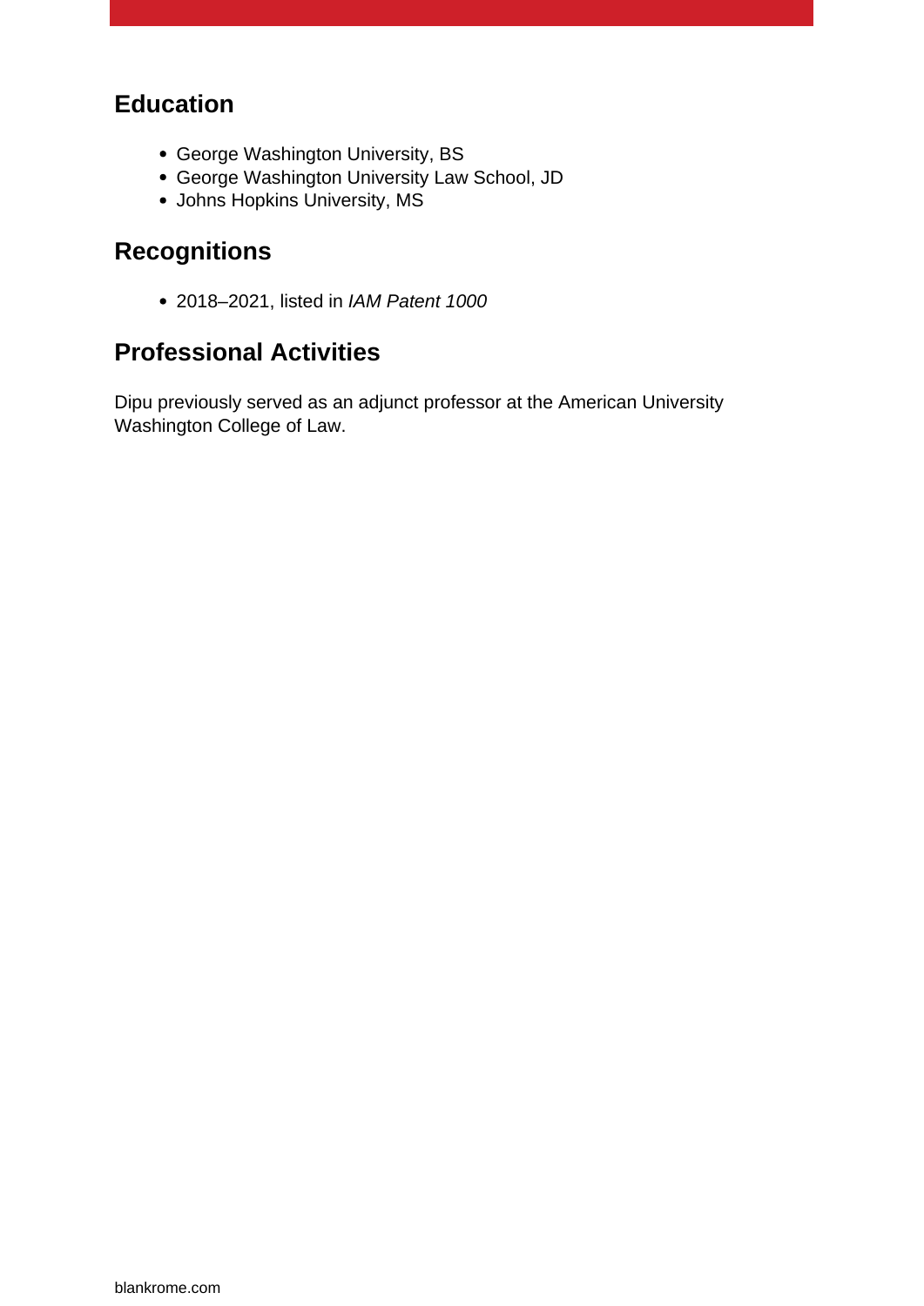## Education

- George Washington University, BS
- George Washington University Law School, JD
- Johns Hopkins University, MS

## Recognitions

- 2018–2021, listed in *IAM Patent 1000*

## Professional Activities

Dipu previously served as an adjunct professor at the American University Washington College of Law.